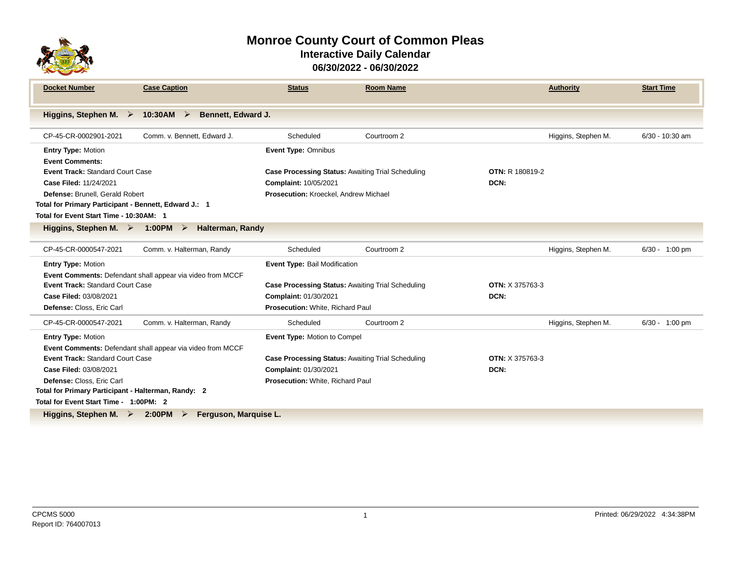# Monroe County Court of Common Pleas
## Interactive Daily Calendar
### 06/30/2022 - 06/30/2022

| Docket Number | Case Caption | Status | Room Name | Authority | Start Time |
|---|---|---|---|---|---|

**Higgins, Stephen M. ➢ 10:30AM ➢ Bennett, Edward J.**

| Docket Number | Case Caption | Status | Room Name | Authority | Start Time |
|---|---|---|---|---|---|
| CP-45-CR-0002901-2021 | Comm. v. Bennett, Edward J. | Scheduled | Courtroom 2 | Higgins, Stephen M. | 6/30 - 10:30 am |

**Entry Type:** Motion
**Event Type:** Omnibus
**Event Comments:**
**Event Track:** Standard Court Case
**Case Processing Status:** Awaiting Trial Scheduling
**OTN:** R 180819-2
**Case Filed:** 11/24/2021
**Complaint:** 10/05/2021
**DCN:**
**Defense:** Brunell, Gerald Robert
**Prosecution:** Kroeckel, Andrew Michael

**Total for Primary Participant - Bennett, Edward J.: 1**

**Total for Event Start Time - 10:30AM: 1**

**Higgins, Stephen M. ➢ 1:00PM ➢ Halterman, Randy**

| Docket Number | Case Caption | Status | Room Name | Authority | Start Time |
|---|---|---|---|---|---|
| CP-45-CR-0000547-2021 | Comm. v. Halterman, Randy | Scheduled | Courtroom 2 | Higgins, Stephen M. | 6/30 - 1:00 pm |

**Entry Type:** Motion
**Event Type:** Bail Modification
**Event Comments:** Defendant shall appear via video from MCCF
**Event Track:** Standard Court Case
**Case Processing Status:** Awaiting Trial Scheduling
**OTN:** X 375763-3
**Case Filed:** 03/08/2021
**Complaint:** 01/30/2021
**DCN:**
**Defense:** Closs, Eric Carl
**Prosecution:** White, Richard Paul

| Docket Number | Case Caption | Status | Room Name | Authority | Start Time |
|---|---|---|---|---|---|
| CP-45-CR-0000547-2021 | Comm. v. Halterman, Randy | Scheduled | Courtroom 2 | Higgins, Stephen M. | 6/30 - 1:00 pm |

**Entry Type:** Motion
**Event Type:** Motion to Compel
**Event Comments:** Defendant shall appear via video from MCCF
**Event Track:** Standard Court Case
**Case Processing Status:** Awaiting Trial Scheduling
**OTN:** X 375763-3
**Case Filed:** 03/08/2021
**Complaint:** 01/30/2021
**DCN:**
**Defense:** Closs, Eric Carl
**Prosecution:** White, Richard Paul

**Total for Primary Participant - Halterman, Randy: 2**

**Total for Event Start Time - 1:00PM: 2**

**Higgins, Stephen M. ➢ 2:00PM ➢ Ferguson, Marquise L.**

CPCMS 5000
Report ID: 764007013
Printed: 06/29/2022 4:34:38PM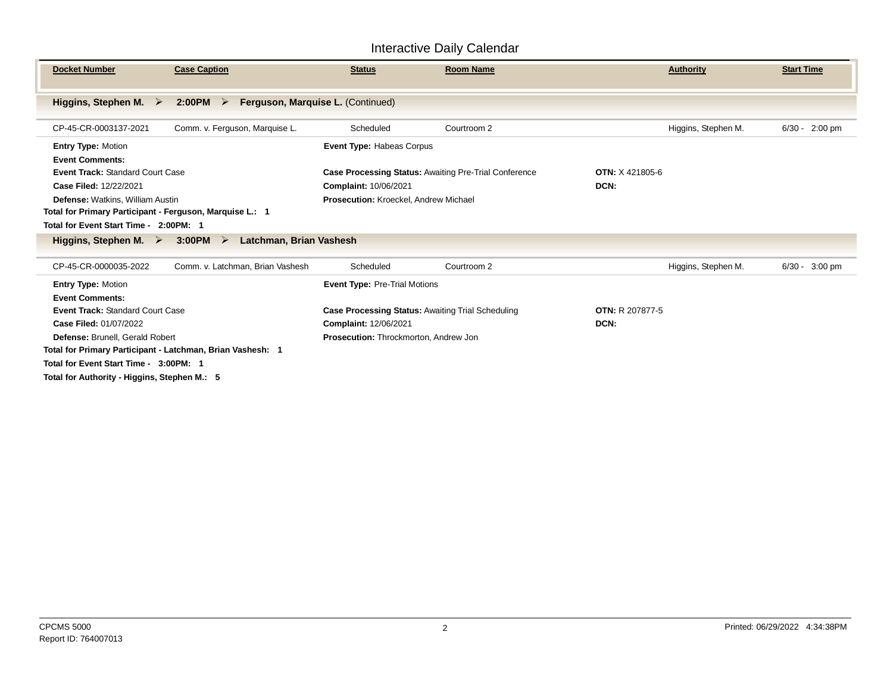# Interactive Daily Calendar

| Docket Number | Case Caption | Status | Room Name | Authority | Start Time |
|---|---|---|---|---|---|

**Higgins, Stephen M. ➢ 2:00PM ➢ Ferguson, Marquise L.** (Continued)

| Docket Number | Case Caption | Status | Room Name | Authority | Start Time |
|---|---|---|---|---|---|
| CP-45-CR-0003137-2021 | Comm. v. Ferguson, Marquise L. | Scheduled | Courtroom 2 | Higgins, Stephen M. | 6/30 - 2:00 pm |

**Entry Type:** Motion
**Event Type:** Habeas Corpus
**Event Comments:**
**Event Track:** Standard Court Case
**Case Processing Status:** Awaiting Pre-Trial Conference
**OTN:** X 421805-6
**Case Filed:** 12/22/2021
**Complaint:** 10/06/2021
**DCN:**
**Defense:** Watkins, William Austin
**Prosecution:** Kroeckel, Andrew Michael

**Total for Primary Participant - Ferguson, Marquise L.: 1**

**Total for Event Start Time - 2:00PM: 1**

**Higgins, Stephen M. ➢ 3:00PM ➢ Latchman, Brian Vashesh**

| Docket Number | Case Caption | Status | Room Name | Authority | Start Time |
|---|---|---|---|---|---|
| CP-45-CR-0000035-2022 | Comm. v. Latchman, Brian Vashesh | Scheduled | Courtroom 2 | Higgins, Stephen M. | 6/30 - 3:00 pm |

**Entry Type:** Motion
**Event Type:** Pre-Trial Motions
**Event Comments:**
**Event Track:** Standard Court Case
**Case Processing Status:** Awaiting Trial Scheduling
**OTN:** R 207877-5
**Case Filed:** 01/07/2022
**Complaint:** 12/06/2021
**DCN:**
**Defense:** Brunell, Gerald Robert
**Prosecution:** Throckmorton, Andrew Jon

**Total for Primary Participant - Latchman, Brian Vashesh: 1**

**Total for Event Start Time - 3:00PM: 1**

**Total for Authority - Higgins, Stephen M.: 5**

CPCMS 5000
Report ID: 764007013
Printed: 06/29/2022 4:34:38PM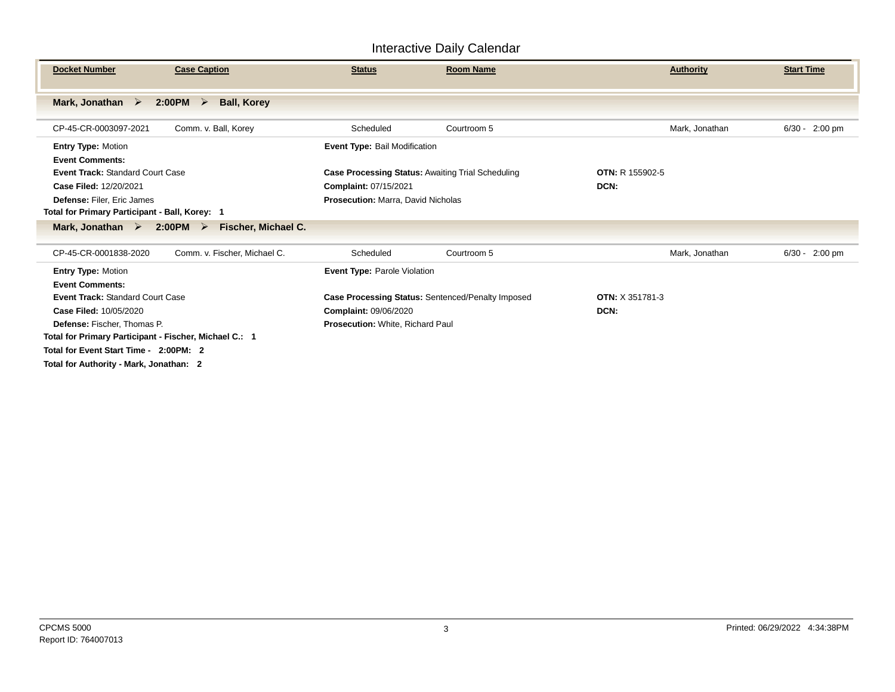## Interactive Daily Calendar

| Docket Number | Case Caption | Status | Room Name | Authority | Start Time |
|---|---|---|---|---|---|

**Mark, Jonathan ➢ 2:00PM ➢ Ball, Korey**

| Docket Number | Case Caption | Status | Room Name | Authority | Start Time |
|---|---|---|---|---|---|
| CP-45-CR-0003097-2021 | Comm. v. Ball, Korey | Scheduled | Courtroom 5 | Mark, Jonathan | 6/30 - 2:00 pm |

**Entry Type:** Motion
**Event Type:** Bail Modification
**Event Comments:**
**Event Track:** Standard Court Case
**Case Processing Status:** Awaiting Trial Scheduling
**OTN:** R 155902-5
**Case Filed:** 12/20/2021
**Complaint:** 07/15/2021
**DCN:**
**Defense:** Filer, Eric James
**Prosecution:** Marra, David Nicholas

**Total for Primary Participant - Ball, Korey: 1**

**Mark, Jonathan ➢ 2:00PM ➢ Fischer, Michael C.**

| Docket Number | Case Caption | Status | Room Name | Authority | Start Time |
|---|---|---|---|---|---|
| CP-45-CR-0001838-2020 | Comm. v. Fischer, Michael C. | Scheduled | Courtroom 5 | Mark, Jonathan | 6/30 - 2:00 pm |

**Entry Type:** Motion
**Event Type:** Parole Violation
**Event Comments:**
**Event Track:** Standard Court Case
**Case Processing Status:** Sentenced/Penalty Imposed
**OTN:** X 351781-3
**Case Filed:** 10/05/2020
**Complaint:** 09/06/2020
**DCN:**
**Defense:** Fischer, Thomas P.
**Prosecution:** White, Richard Paul

**Total for Primary Participant - Fischer, Michael C.: 1**

**Total for Event Start Time - 2:00PM: 2**

**Total for Authority - Mark, Jonathan: 2**

CPCMS 5000
Report ID: 764007013

Printed: 06/29/2022 4:34:38PM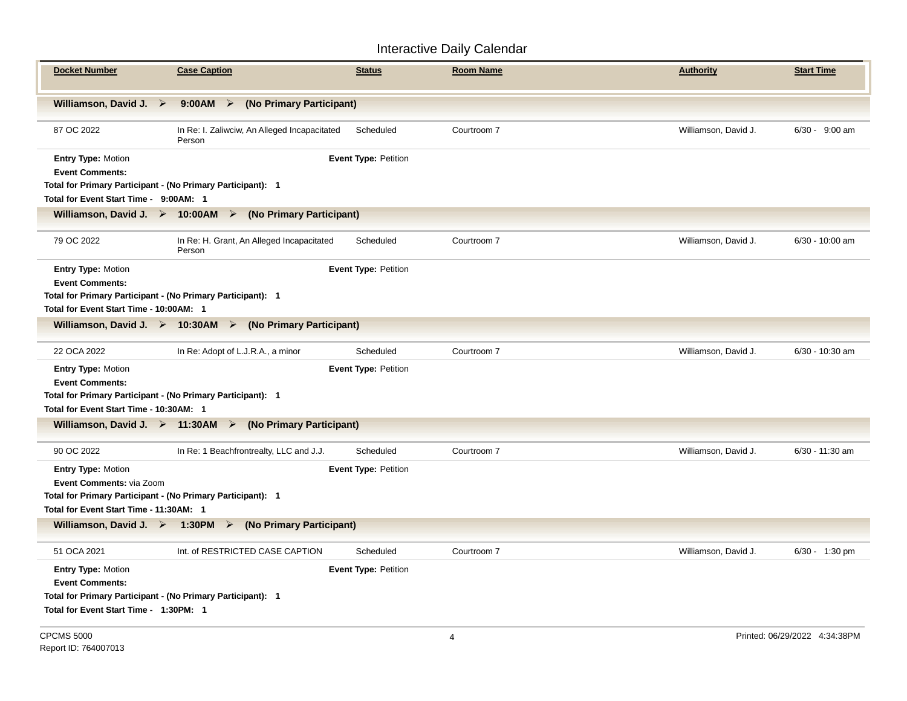## Interactive Daily Calendar

| Docket Number | Case Caption | Status | Room Name | Authority | Start Time |
|---|---|---|---|---|---|

**Williamson, David J. ➢ 9:00AM ➢ (No Primary Participant)**

| Docket Number | Case Caption | Status | Room Name | Authority | Start Time |
|---|---|---|---|---|---|
| 87 OC 2022 | In Re: I. Zaliwciw, An Alleged Incapacitated Person | Scheduled | Courtroom 7 | Williamson, David J. | 6/30 - 9:00 am |

**Entry Type:** Motion　　**Event Type:** Petition
**Event Comments:**
**Total for Primary Participant - (No Primary Participant): 1**
**Total for Event Start Time - 9:00AM: 1**

**Williamson, David J. ➢ 10:00AM ➢ (No Primary Participant)**

| Docket Number | Case Caption | Status | Room Name | Authority | Start Time |
|---|---|---|---|---|---|
| 79 OC 2022 | In Re: H. Grant, An Alleged Incapacitated Person | Scheduled | Courtroom 7 | Williamson, David J. | 6/30 - 10:00 am |

**Entry Type:** Motion　　**Event Type:** Petition
**Event Comments:**
**Total for Primary Participant - (No Primary Participant): 1**
**Total for Event Start Time - 10:00AM: 1**

**Williamson, David J. ➢ 10:30AM ➢ (No Primary Participant)**

| Docket Number | Case Caption | Status | Room Name | Authority | Start Time |
|---|---|---|---|---|---|
| 22 OCA 2022 | In Re: Adopt of L.J.R.A., a minor | Scheduled | Courtroom 7 | Williamson, David J. | 6/30 - 10:30 am |

**Entry Type:** Motion　　**Event Type:** Petition
**Event Comments:**
**Total for Primary Participant - (No Primary Participant): 1**
**Total for Event Start Time - 10:30AM: 1**

**Williamson, David J. ➢ 11:30AM ➢ (No Primary Participant)**

| Docket Number | Case Caption | Status | Room Name | Authority | Start Time |
|---|---|---|---|---|---|
| 90 OC 2022 | In Re: 1 Beachfrontrealty, LLC and J.J. | Scheduled | Courtroom 7 | Williamson, David J. | 6/30 - 11:30 am |

**Entry Type:** Motion　　**Event Type:** Petition
**Event Comments:** via Zoom
**Total for Primary Participant - (No Primary Participant): 1**
**Total for Event Start Time - 11:30AM: 1**

**Williamson, David J. ➢ 1:30PM ➢ (No Primary Participant)**

| Docket Number | Case Caption | Status | Room Name | Authority | Start Time |
|---|---|---|---|---|---|
| 51 OCA 2021 | Int. of RESTRICTED CASE CAPTION | Scheduled | Courtroom 7 | Williamson, David J. | 6/30 - 1:30 pm |

**Entry Type:** Motion　　**Event Type:** Petition
**Event Comments:**
**Total for Primary Participant - (No Primary Participant): 1**
**Total for Event Start Time - 1:30PM: 1**

CPCMS 5000
Report ID: 764007013
Printed: 06/29/2022 4:34:38PM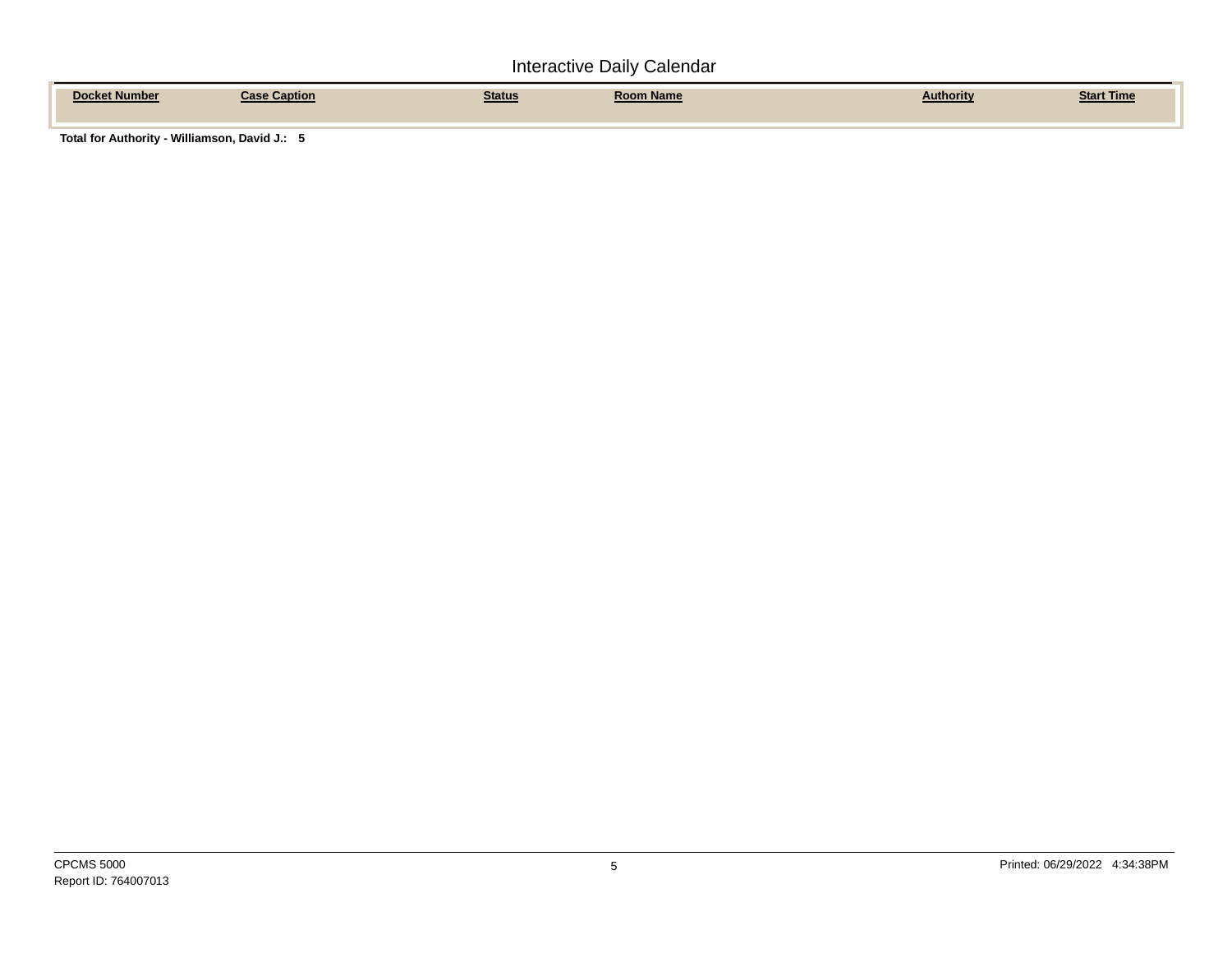# Interactive Daily Calendar

| Docket Number | Case Caption | Status | Room Name | Authority | Start Time |
| --- | --- | --- | --- | --- | --- |

**Total for Authority - Williamson, David J.: 5**

CPCMS 5000

Report ID: 764007013

Printed: 06/29/2022 4:34:38PM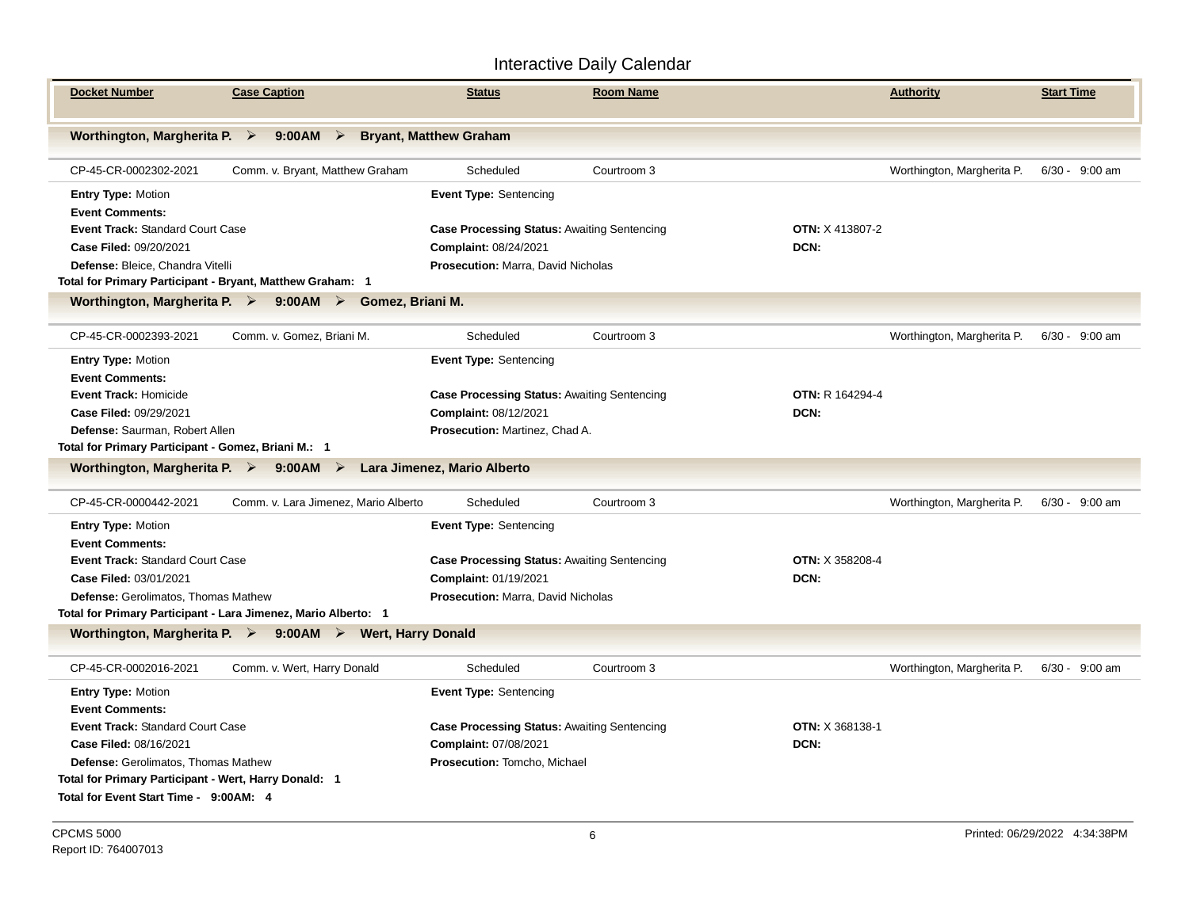# Interactive Daily Calendar

| Docket Number | Case Caption | Status | Room Name | | Authority | Start Time |
|---|---|---|---|---|---|---|

**Worthington, Margherita P. ➢ 9:00AM ➢ Bryant, Matthew Graham**

| Docket Number | Case Caption | Status | Room Name | | Authority | Start Time |
|---|---|---|---|---|---|---|
| CP-45-CR-0002302-2021 | Comm. v. Bryant, Matthew Graham | Scheduled | Courtroom 3 | | Worthington, Margherita P. | 6/30 - 9:00 am |

**Entry Type:** Motion
**Event Type:** Sentencing
**Event Comments:**
**Event Track:** Standard Court Case
**Case Processing Status:** Awaiting Sentencing
**OTN:** X 413807-2
**Case Filed:** 09/20/2021
**Complaint:** 08/24/2021
**DCN:**
**Defense:** Bleice, Chandra Vitelli
**Prosecution:** Marra, David Nicholas

**Total for Primary Participant - Bryant, Matthew Graham: 1**

**Worthington, Margherita P. ➢ 9:00AM ➢ Gomez, Briani M.**

| Docket Number | Case Caption | Status | Room Name | | Authority | Start Time |
|---|---|---|---|---|---|---|
| CP-45-CR-0002393-2021 | Comm. v. Gomez, Briani M. | Scheduled | Courtroom 3 | | Worthington, Margherita P. | 6/30 - 9:00 am |

**Entry Type:** Motion
**Event Type:** Sentencing
**Event Comments:**
**Event Track:** Homicide
**Case Processing Status:** Awaiting Sentencing
**OTN:** R 164294-4
**Case Filed:** 09/29/2021
**Complaint:** 08/12/2021
**DCN:**
**Defense:** Saurman, Robert Allen
**Prosecution:** Martinez, Chad A.

**Total for Primary Participant - Gomez, Briani M.: 1**

**Worthington, Margherita P. ➢ 9:00AM ➢ Lara Jimenez, Mario Alberto**

| Docket Number | Case Caption | Status | Room Name | | Authority | Start Time |
|---|---|---|---|---|---|---|
| CP-45-CR-0000442-2021 | Comm. v. Lara Jimenez, Mario Alberto | Scheduled | Courtroom 3 | | Worthington, Margherita P. | 6/30 - 9:00 am |

**Entry Type:** Motion
**Event Type:** Sentencing
**Event Comments:**
**Event Track:** Standard Court Case
**Case Processing Status:** Awaiting Sentencing
**OTN:** X 358208-4
**Case Filed:** 03/01/2021
**Complaint:** 01/19/2021
**DCN:**
**Defense:** Gerolimatos, Thomas Mathew
**Prosecution:** Marra, David Nicholas

**Total for Primary Participant - Lara Jimenez, Mario Alberto: 1**

**Worthington, Margherita P. ➢ 9:00AM ➢ Wert, Harry Donald**

| Docket Number | Case Caption | Status | Room Name | | Authority | Start Time |
|---|---|---|---|---|---|---|
| CP-45-CR-0002016-2021 | Comm. v. Wert, Harry Donald | Scheduled | Courtroom 3 | | Worthington, Margherita P. | 6/30 - 9:00 am |

**Entry Type:** Motion
**Event Type:** Sentencing
**Event Comments:**
**Event Track:** Standard Court Case
**Case Processing Status:** Awaiting Sentencing
**OTN:** X 368138-1
**Case Filed:** 08/16/2021
**Complaint:** 07/08/2021
**DCN:**
**Defense:** Gerolimatos, Thomas Mathew
**Prosecution:** Tomcho, Michael

**Total for Primary Participant - Wert, Harry Donald: 1**

**Total for Event Start Time - 9:00AM: 4**

CPCMS 5000
Report ID: 764007013

Printed: 06/29/2022 4:34:38PM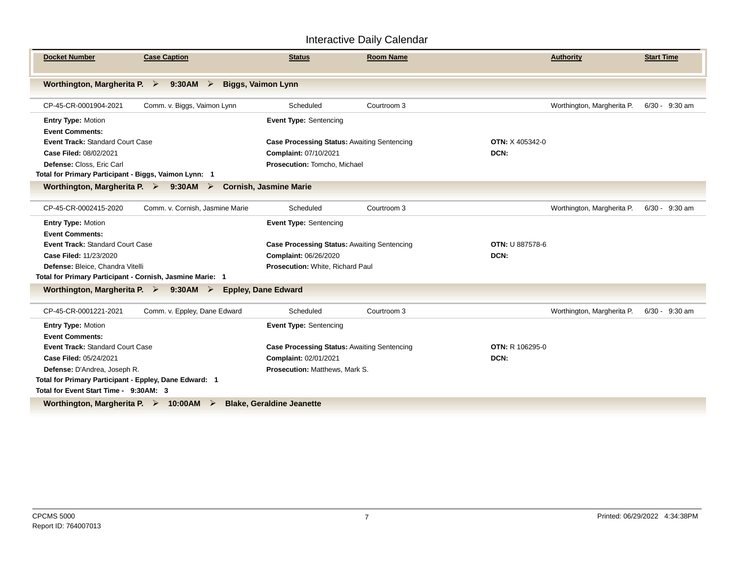# Interactive Daily Calendar

| Docket Number | Case Caption | Status | Room Name | Authority | Start Time |
|---|---|---|---|---|---|

**Worthington, Margherita P. ➢ 9:30AM ➢ Biggs, Vaimon Lynn**

| CP-45-CR-0001904-2021 | Comm. v. Biggs, Vaimon Lynn | Scheduled | Courtroom 3 | Worthington, Margherita P. | 6/30 - 9:30 am |
|---|---|---|---|---|---|

**Entry Type:** Motion
**Event Type:** Sentencing
**Event Comments:**
**Event Track:** Standard Court Case
**Case Processing Status:** Awaiting Sentencing
**OTN:** X 405342-0
**Case Filed:** 08/02/2021
**Complaint:** 07/10/2021
**DCN:**
**Defense:** Closs, Eric Carl
**Prosecution:** Tomcho, Michael

**Total for Primary Participant - Biggs, Vaimon Lynn: 1**

**Worthington, Margherita P. ➢ 9:30AM ➢ Cornish, Jasmine Marie**

| CP-45-CR-0002415-2020 | Comm. v. Cornish, Jasmine Marie | Scheduled | Courtroom 3 | Worthington, Margherita P. | 6/30 - 9:30 am |
|---|---|---|---|---|---|

**Entry Type:** Motion
**Event Type:** Sentencing
**Event Comments:**
**Event Track:** Standard Court Case
**Case Processing Status:** Awaiting Sentencing
**OTN:** U 887578-6
**Case Filed:** 11/23/2020
**Complaint:** 06/26/2020
**DCN:**
**Defense:** Bleice, Chandra Vitelli
**Prosecution:** White, Richard Paul

**Total for Primary Participant - Cornish, Jasmine Marie: 1**

**Worthington, Margherita P. ➢ 9:30AM ➢ Eppley, Dane Edward**

| CP-45-CR-0001221-2021 | Comm. v. Eppley, Dane Edward | Scheduled | Courtroom 3 | Worthington, Margherita P. | 6/30 - 9:30 am |
|---|---|---|---|---|---|

**Entry Type:** Motion
**Event Type:** Sentencing
**Event Comments:**
**Event Track:** Standard Court Case
**Case Processing Status:** Awaiting Sentencing
**OTN:** R 106295-0
**Case Filed:** 05/24/2021
**Complaint:** 02/01/2021
**DCN:**
**Defense:** D'Andrea, Joseph R.
**Prosecution:** Matthews, Mark S.

**Total for Primary Participant - Eppley, Dane Edward: 1**

**Total for Event Start Time - 9:30AM: 3**

**Worthington, Margherita P. ➢ 10:00AM ➢ Blake, Geraldine Jeanette**

CPCMS 5000
Report ID: 764007013
Printed: 06/29/2022 4:34:38PM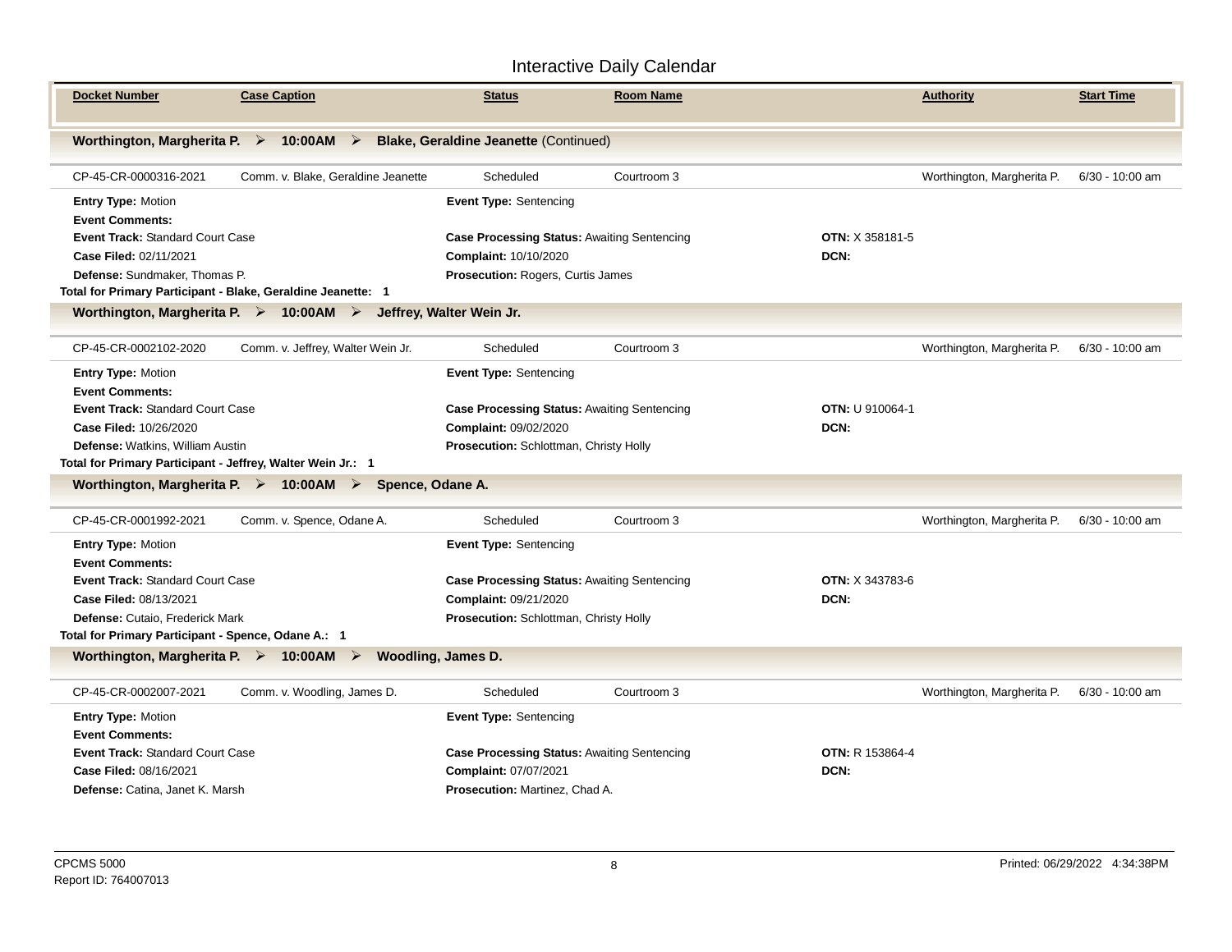# Interactive Daily Calendar

| Docket Number | Case Caption | Status | Room Name | Authority | Start Time |
|---|---|---|---|---|---|

**Worthington, Margherita P. ➢ 10:00AM ➢ Blake, Geraldine Jeanette** (Continued)

| CP-45-CR-0000316-2021 | Comm. v. Blake, Geraldine Jeanette | Scheduled | Courtroom 3 | Worthington, Margherita P. | 6/30 - 10:00 am |
|---|---|---|---|---|---|

**Entry Type:** Motion
**Event Type:** Sentencing
**Event Comments:**
**Event Track:** Standard Court Case
**Case Processing Status:** Awaiting Sentencing
**OTN:** X 358181-5
**Case Filed:** 02/11/2021
**Complaint:** 10/10/2020
**DCN:**
**Defense:** Sundmaker, Thomas P.
**Prosecution:** Rogers, Curtis James

**Total for Primary Participant - Blake, Geraldine Jeanette: 1**

**Worthington, Margherita P. ➢ 10:00AM ➢ Jeffrey, Walter Wein Jr.**

| CP-45-CR-0002102-2020 | Comm. v. Jeffrey, Walter Wein Jr. | Scheduled | Courtroom 3 | Worthington, Margherita P. | 6/30 - 10:00 am |
|---|---|---|---|---|---|

**Entry Type:** Motion
**Event Type:** Sentencing
**Event Comments:**
**Event Track:** Standard Court Case
**Case Processing Status:** Awaiting Sentencing
**OTN:** U 910064-1
**Case Filed:** 10/26/2020
**Complaint:** 09/02/2020
**DCN:**
**Defense:** Watkins, William Austin
**Prosecution:** Schlottman, Christy Holly

**Total for Primary Participant - Jeffrey, Walter Wein Jr.: 1**

**Worthington, Margherita P. ➢ 10:00AM ➢ Spence, Odane A.**

| CP-45-CR-0001992-2021 | Comm. v. Spence, Odane A. | Scheduled | Courtroom 3 | Worthington, Margherita P. | 6/30 - 10:00 am |
|---|---|---|---|---|---|

**Entry Type:** Motion
**Event Type:** Sentencing
**Event Comments:**
**Event Track:** Standard Court Case
**Case Processing Status:** Awaiting Sentencing
**OTN:** X 343783-6
**Case Filed:** 08/13/2021
**Complaint:** 09/21/2020
**DCN:**
**Defense:** Cutaio, Frederick Mark
**Prosecution:** Schlottman, Christy Holly

**Total for Primary Participant - Spence, Odane A.: 1**

**Worthington, Margherita P. ➢ 10:00AM ➢ Woodling, James D.**

| CP-45-CR-0002007-2021 | Comm. v. Woodling, James D. | Scheduled | Courtroom 3 | Worthington, Margherita P. | 6/30 - 10:00 am |
|---|---|---|---|---|---|

**Entry Type:** Motion
**Event Type:** Sentencing
**Event Comments:**
**Event Track:** Standard Court Case
**Case Processing Status:** Awaiting Sentencing
**OTN:** R 153864-4
**Case Filed:** 08/16/2021
**Complaint:** 07/07/2021
**DCN:**
**Defense:** Catina, Janet K. Marsh
**Prosecution:** Martinez, Chad A.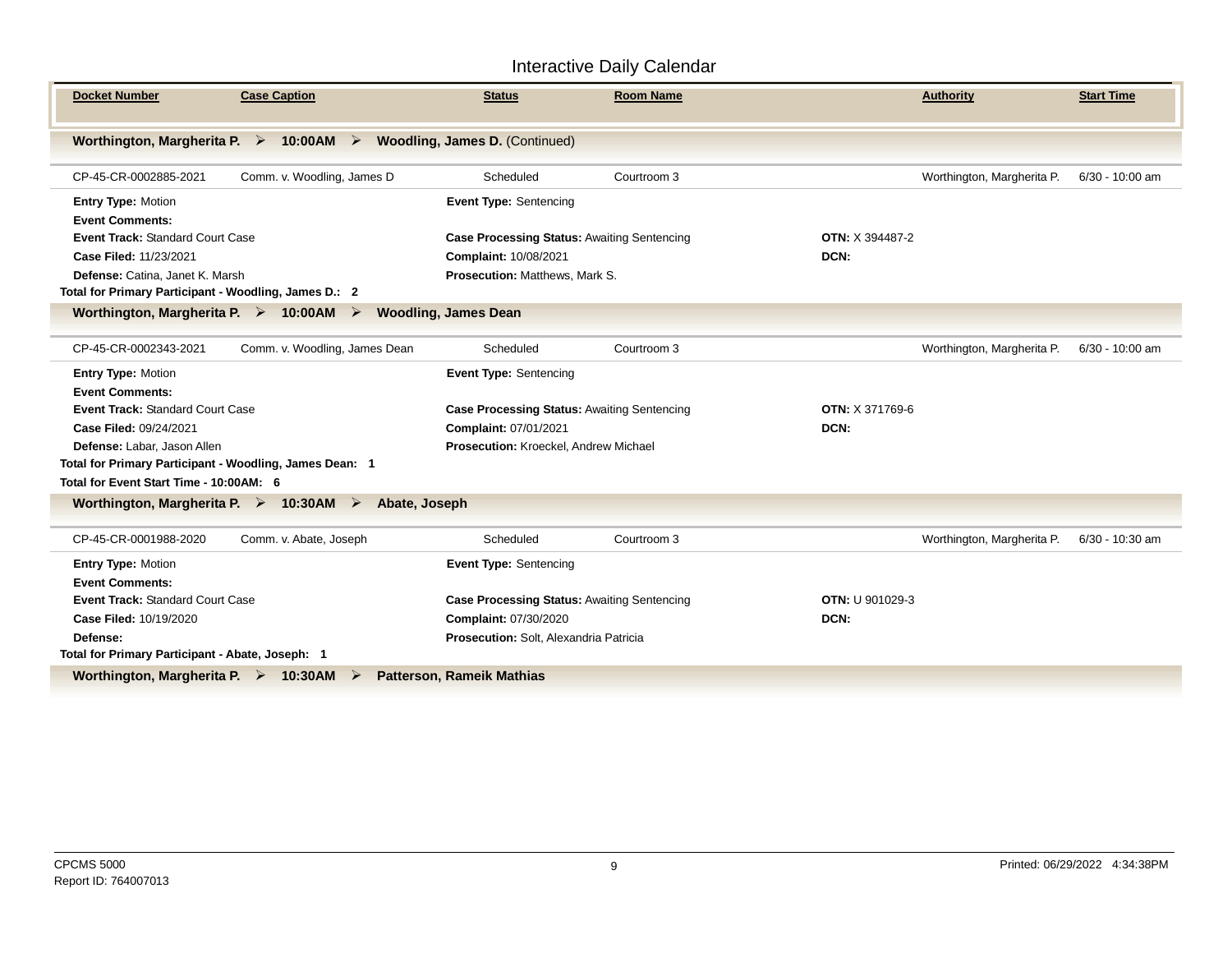# Interactive Daily Calendar

| Docket Number | Case Caption | Status | Room Name | | Authority | Start Time |
|---|---|---|---|---|---|---|

**Worthington, Margherita P. ➢ 10:00AM ➢ Woodling, James D.** (Continued)

| CP-45-CR-0002885-2021 | Comm. v. Woodling, James D | Scheduled | Courtroom 3 | | Worthington, Margherita P. | 6/30 - 10:00 am |
|---|---|---|---|---|---|---|

**Entry Type:** Motion
**Event Type:** Sentencing
**Event Comments:**
**Event Track:** Standard Court Case
**Case Processing Status:** Awaiting Sentencing
**OTN:** X 394487-2
**Case Filed:** 11/23/2021
**Complaint:** 10/08/2021
**DCN:**
**Defense:** Catina, Janet K. Marsh
**Prosecution:** Matthews, Mark S.

**Total for Primary Participant - Woodling, James D.: 2**

**Worthington, Margherita P. ➢ 10:00AM ➢ Woodling, James Dean**

| CP-45-CR-0002343-2021 | Comm. v. Woodling, James Dean | Scheduled | Courtroom 3 | | Worthington, Margherita P. | 6/30 - 10:00 am |
|---|---|---|---|---|---|---|

**Entry Type:** Motion
**Event Type:** Sentencing
**Event Comments:**
**Event Track:** Standard Court Case
**Case Processing Status:** Awaiting Sentencing
**OTN:** X 371769-6
**Case Filed:** 09/24/2021
**Complaint:** 07/01/2021
**DCN:**
**Defense:** Labar, Jason Allen
**Prosecution:** Kroeckel, Andrew Michael

**Total for Primary Participant - Woodling, James Dean: 1**

**Total for Event Start Time - 10:00AM: 6**

**Worthington, Margherita P. ➢ 10:30AM ➢ Abate, Joseph**

| CP-45-CR-0001988-2020 | Comm. v. Abate, Joseph | Scheduled | Courtroom 3 | | Worthington, Margherita P. | 6/30 - 10:30 am |
|---|---|---|---|---|---|---|

**Entry Type:** Motion
**Event Type:** Sentencing
**Event Comments:**
**Event Track:** Standard Court Case
**Case Processing Status:** Awaiting Sentencing
**OTN:** U 901029-3
**Case Filed:** 10/19/2020
**Complaint:** 07/30/2020
**DCN:**
**Defense:**
**Prosecution:** Solt, Alexandria Patricia

**Total for Primary Participant - Abate, Joseph: 1**

**Worthington, Margherita P. ➢ 10:30AM ➢ Patterson, Rameik Mathias**

CPCMS 5000
Report ID: 764007013

Printed: 06/29/2022 4:34:38PM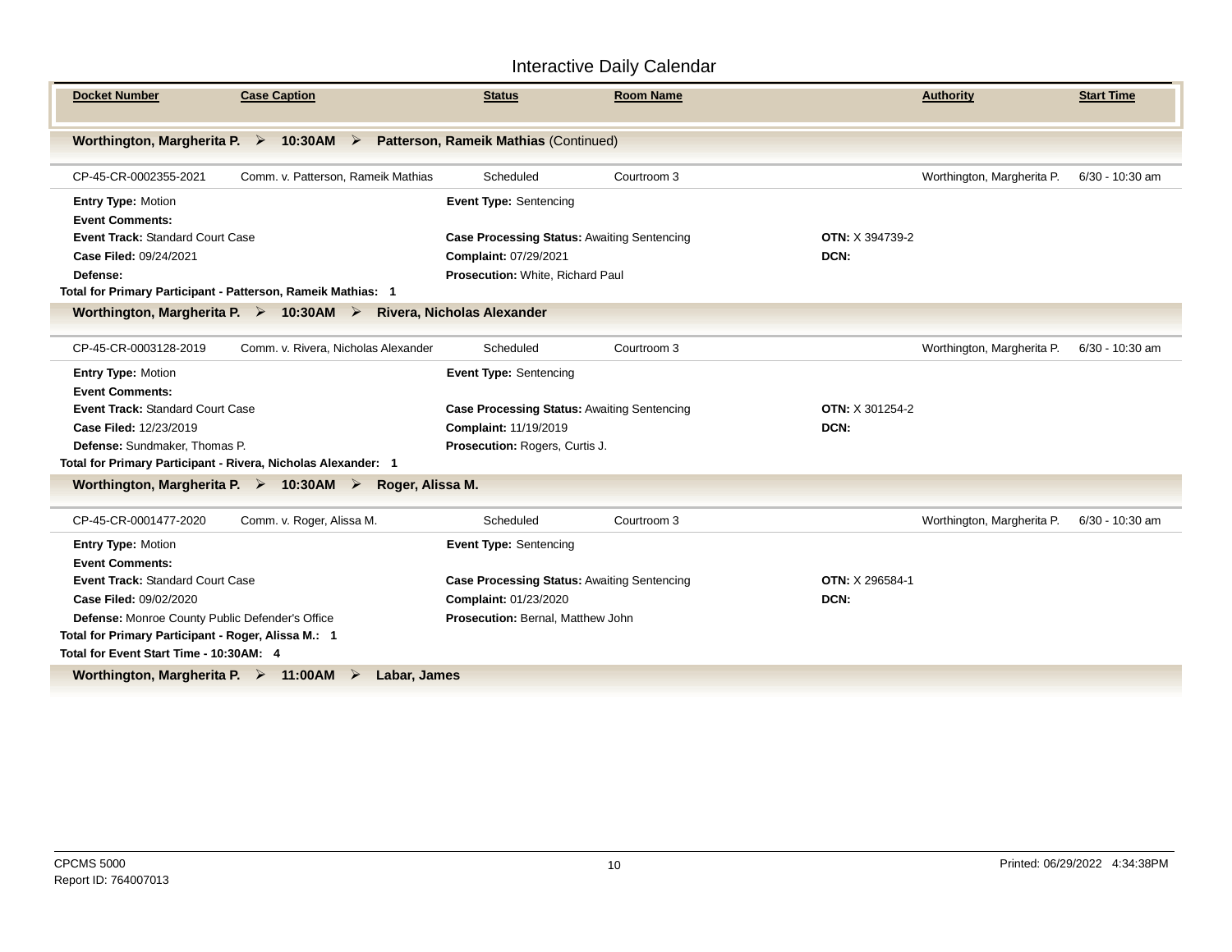# Interactive Daily Calendar

| Docket Number | Case Caption | Status | Room Name | | Authority | Start Time |
|---|---|---|---|---|---|---|

**Worthington, Margherita P. ➢ 10:30AM ➢ Patterson, Rameik Mathias** (Continued)

| CP-45-CR-0002355-2021 | Comm. v. Patterson, Rameik Mathias | Scheduled | Courtroom 3 | | Worthington, Margherita P. | 6/30 - 10:30 am |
|---|---|---|---|---|---|---|

**Entry Type:** Motion
**Event Type:** Sentencing
**Event Comments:**
**Event Track:** Standard Court Case
**Case Processing Status:** Awaiting Sentencing
**OTN:** X 394739-2
**Case Filed:** 09/24/2021
**Complaint:** 07/29/2021
**DCN:**
**Defense:**
**Prosecution:** White, Richard Paul

**Total for Primary Participant - Patterson, Rameik Mathias: 1**

**Worthington, Margherita P. ➢ 10:30AM ➢ Rivera, Nicholas Alexander**

| CP-45-CR-0003128-2019 | Comm. v. Rivera, Nicholas Alexander | Scheduled | Courtroom 3 | | Worthington, Margherita P. | 6/30 - 10:30 am |
|---|---|---|---|---|---|---|

**Entry Type:** Motion
**Event Type:** Sentencing
**Event Comments:**
**Event Track:** Standard Court Case
**Case Processing Status:** Awaiting Sentencing
**OTN:** X 301254-2
**Case Filed:** 12/23/2019
**Complaint:** 11/19/2019
**DCN:**
**Defense:** Sundmaker, Thomas P.
**Prosecution:** Rogers, Curtis J.

**Total for Primary Participant - Rivera, Nicholas Alexander: 1**

**Worthington, Margherita P. ➢ 10:30AM ➢ Roger, Alissa M.**

| CP-45-CR-0001477-2020 | Comm. v. Roger, Alissa M. | Scheduled | Courtroom 3 | | Worthington, Margherita P. | 6/30 - 10:30 am |
|---|---|---|---|---|---|---|

**Entry Type:** Motion
**Event Type:** Sentencing
**Event Comments:**
**Event Track:** Standard Court Case
**Case Processing Status:** Awaiting Sentencing
**OTN:** X 296584-1
**Case Filed:** 09/02/2020
**Complaint:** 01/23/2020
**DCN:**
**Defense:** Monroe County Public Defender's Office
**Prosecution:** Bernal, Matthew John

**Total for Primary Participant - Roger, Alissa M.: 1**

**Total for Event Start Time - 10:30AM: 4**

**Worthington, Margherita P. ➢ 11:00AM ➢ Labar, James**

CPCMS 5000
Report ID: 764007013

Printed: 06/29/2022 4:34:38PM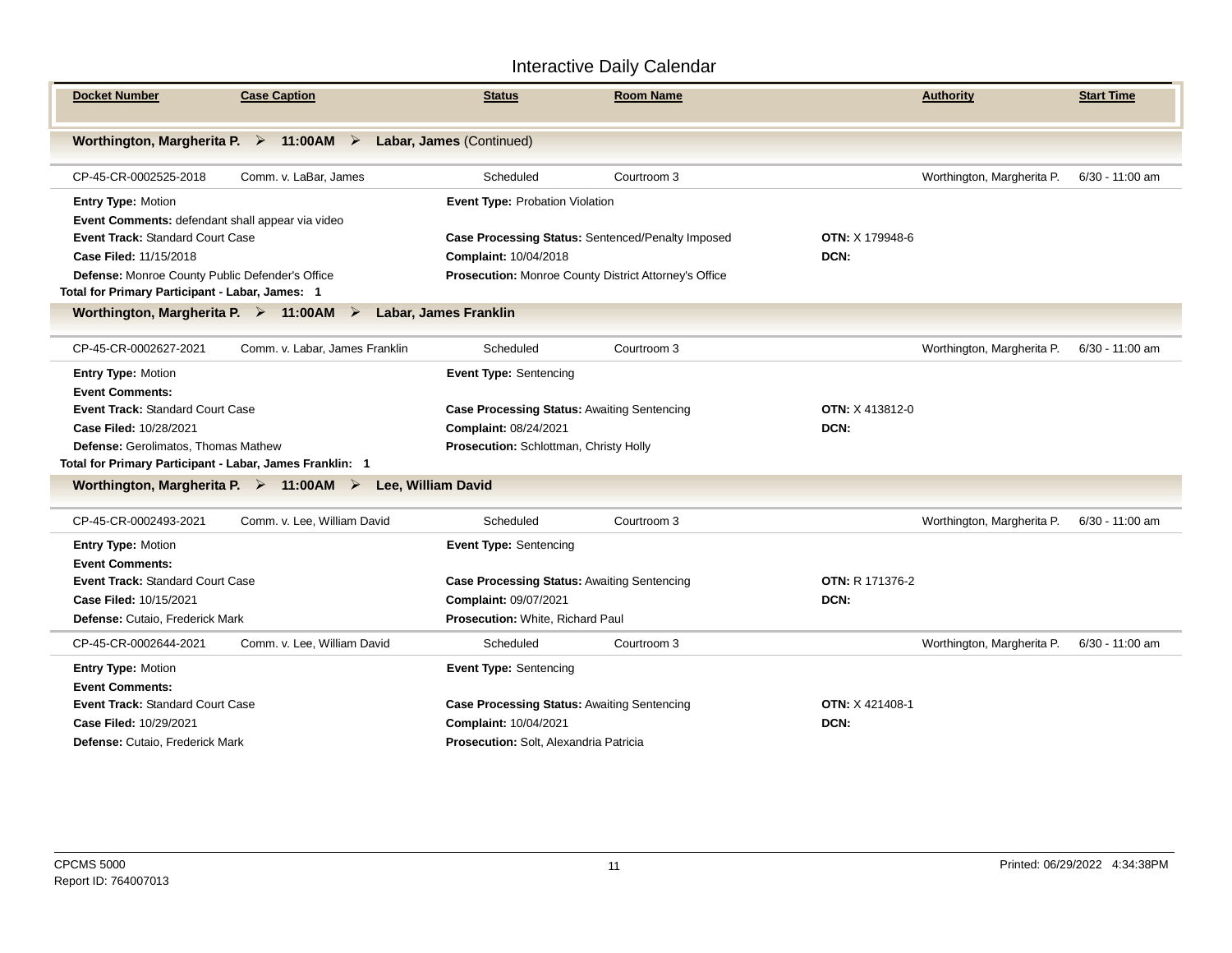# Interactive Daily Calendar

| Docket Number | Case Caption | Status | Room Name | Authority | Start Time |
|---|---|---|---|---|---|

## Worthington, Margherita P. ➢ 11:00AM ➢ Labar, James (Continued)

| Docket Number | Case Caption | Status | Room Name | Authority | Start Time |
|---|---|---|---|---|---|
| CP-45-CR-0002525-2018 | Comm. v. LaBar, James | Scheduled | Courtroom 3 | Worthington, Margherita P. | 6/30 - 11:00 am |

**Entry Type:** Motion
**Event Type:** Probation Violation
**Event Comments:** defendant shall appear via video
**Event Track:** Standard Court Case
**Case Processing Status:** Sentenced/Penalty Imposed
**OTN:** X 179948-6
**Case Filed:** 11/15/2018
**Complaint:** 10/04/2018
**DCN:**
**Defense:** Monroe County Public Defender's Office
**Prosecution:** Monroe County District Attorney's Office

**Total for Primary Participant - Labar, James: 1**

## Worthington, Margherita P. ➢ 11:00AM ➢ Labar, James Franklin

| Docket Number | Case Caption | Status | Room Name | Authority | Start Time |
|---|---|---|---|---|---|
| CP-45-CR-0002627-2021 | Comm. v. Labar, James Franklin | Scheduled | Courtroom 3 | Worthington, Margherita P. | 6/30 - 11:00 am |

**Entry Type:** Motion
**Event Type:** Sentencing
**Event Comments:**
**Event Track:** Standard Court Case
**Case Processing Status:** Awaiting Sentencing
**OTN:** X 413812-0
**Case Filed:** 10/28/2021
**Complaint:** 08/24/2021
**DCN:**
**Defense:** Gerolimatos, Thomas Mathew
**Prosecution:** Schlottman, Christy Holly

**Total for Primary Participant - Labar, James Franklin: 1**

## Worthington, Margherita P. ➢ 11:00AM ➢ Lee, William David

| Docket Number | Case Caption | Status | Room Name | Authority | Start Time |
|---|---|---|---|---|---|
| CP-45-CR-0002493-2021 | Comm. v. Lee, William David | Scheduled | Courtroom 3 | Worthington, Margherita P. | 6/30 - 11:00 am |

**Entry Type:** Motion
**Event Type:** Sentencing
**Event Comments:**
**Event Track:** Standard Court Case
**Case Processing Status:** Awaiting Sentencing
**OTN:** R 171376-2
**Case Filed:** 10/15/2021
**Complaint:** 09/07/2021
**DCN:**
**Defense:** Cutaio, Frederick Mark
**Prosecution:** White, Richard Paul

| Docket Number | Case Caption | Status | Room Name | Authority | Start Time |
|---|---|---|---|---|---|
| CP-45-CR-0002644-2021 | Comm. v. Lee, William David | Scheduled | Courtroom 3 | Worthington, Margherita P. | 6/30 - 11:00 am |

**Entry Type:** Motion
**Event Type:** Sentencing
**Event Comments:**
**Event Track:** Standard Court Case
**Case Processing Status:** Awaiting Sentencing
**OTN:** X 421408-1
**Case Filed:** 10/29/2021
**Complaint:** 10/04/2021
**DCN:**
**Defense:** Cutaio, Frederick Mark
**Prosecution:** Solt, Alexandria Patricia

CPCMS 5000
Report ID: 764007013
Printed: 06/29/2022 4:34:38PM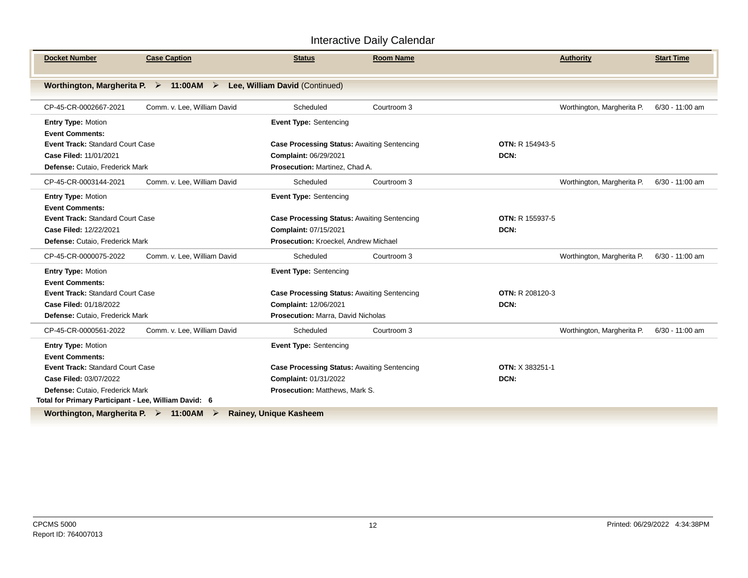# Interactive Daily Calendar

| Docket Number | Case Caption | Status | Room Name | Authority | Start Time |
|---|---|---|---|---|---|

**Worthington, Margherita P. ➢ 11:00AM ➢ Lee, William David (Continued)**

| Docket Number | Case Caption | Status | Room Name | Authority | Start Time |
|---|---|---|---|---|---|
| CP-45-CR-0002667-2021 | Comm. v. Lee, William David | Scheduled | Courtroom 3 | Worthington, Margherita P. | 6/30 - 11:00 am |

**Entry Type:** Motion
**Event Type:** Sentencing
**Event Comments:**
**Event Track:** Standard Court Case
**Case Processing Status:** Awaiting Sentencing
**OTN:** R 154943-5
**Case Filed:** 11/01/2021
**Complaint:** 06/29/2021
**DCN:**
**Defense:** Cutaio, Frederick Mark
**Prosecution:** Martinez, Chad A.

| Docket Number | Case Caption | Status | Room Name | Authority | Start Time |
|---|---|---|---|---|---|
| CP-45-CR-0003144-2021 | Comm. v. Lee, William David | Scheduled | Courtroom 3 | Worthington, Margherita P. | 6/30 - 11:00 am |

**Entry Type:** Motion
**Event Type:** Sentencing
**Event Comments:**
**Event Track:** Standard Court Case
**Case Processing Status:** Awaiting Sentencing
**OTN:** R 155937-5
**Case Filed:** 12/22/2021
**Complaint:** 07/15/2021
**DCN:**
**Defense:** Cutaio, Frederick Mark
**Prosecution:** Kroeckel, Andrew Michael

| Docket Number | Case Caption | Status | Room Name | Authority | Start Time |
|---|---|---|---|---|---|
| CP-45-CR-0000075-2022 | Comm. v. Lee, William David | Scheduled | Courtroom 3 | Worthington, Margherita P. | 6/30 - 11:00 am |

**Entry Type:** Motion
**Event Type:** Sentencing
**Event Comments:**
**Event Track:** Standard Court Case
**Case Processing Status:** Awaiting Sentencing
**OTN:** R 208120-3
**Case Filed:** 01/18/2022
**Complaint:** 12/06/2021
**DCN:**
**Defense:** Cutaio, Frederick Mark
**Prosecution:** Marra, David Nicholas

| Docket Number | Case Caption | Status | Room Name | Authority | Start Time |
|---|---|---|---|---|---|
| CP-45-CR-0000561-2022 | Comm. v. Lee, William David | Scheduled | Courtroom 3 | Worthington, Margherita P. | 6/30 - 11:00 am |

**Entry Type:** Motion
**Event Type:** Sentencing
**Event Comments:**
**Event Track:** Standard Court Case
**Case Processing Status:** Awaiting Sentencing
**OTN:** X 383251-1
**Case Filed:** 03/07/2022
**Complaint:** 01/31/2022
**DCN:**
**Defense:** Cutaio, Frederick Mark
**Prosecution:** Matthews, Mark S.

**Total for Primary Participant - Lee, William David: 6**

**Worthington, Margherita P. ➢ 11:00AM ➢ Rainey, Unique Kasheem**

CPCMS 5000
Report ID: 764007013

Printed: 06/29/2022 4:34:38PM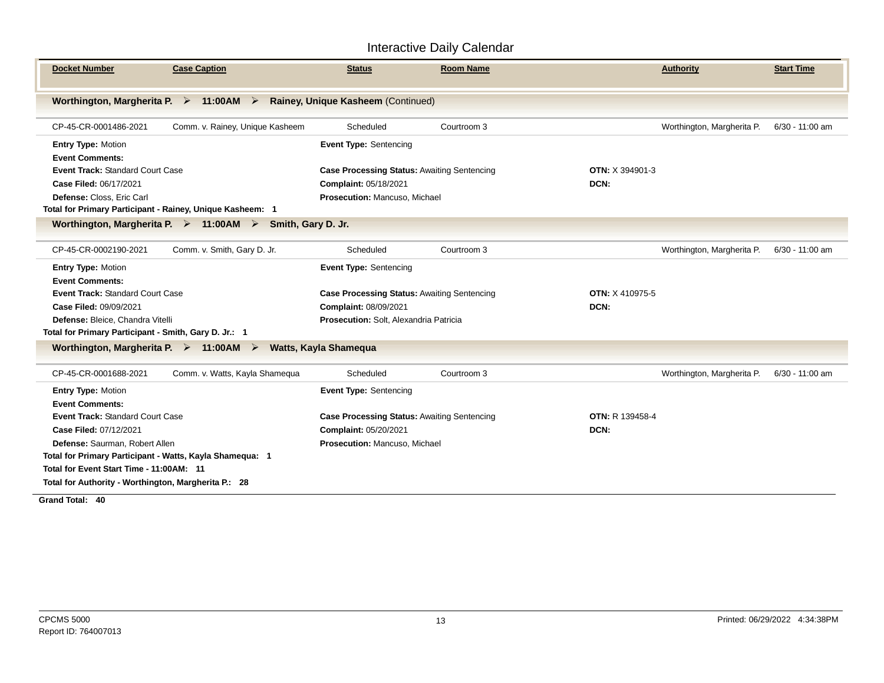# Interactive Daily Calendar

| Docket Number | Case Caption | Status | Room Name | Authority | Start Time |
|---|---|---|---|---|---|

**Worthington, Margherita P. ➢ 11:00AM ➢ Rainey, Unique Kasheem** (Continued)

| Docket Number | Case Caption | Status | Room Name | Authority | Start Time |
|---|---|---|---|---|---|
| CP-45-CR-0001486-2021 | Comm. v. Rainey, Unique Kasheem | Scheduled | Courtroom 3 | Worthington, Margherita P. | 6/30 - 11:00 am |

**Entry Type:** Motion
**Event Type:** Sentencing
**Event Comments:**
**Event Track:** Standard Court Case
**Case Processing Status:** Awaiting Sentencing
**OTN:** X 394901-3
**Case Filed:** 06/17/2021
**Complaint:** 05/18/2021
**DCN:**
**Defense:** Closs, Eric Carl
**Prosecution:** Mancuso, Michael

**Total for Primary Participant - Rainey, Unique Kasheem: 1**

**Worthington, Margherita P. ➢ 11:00AM ➢ Smith, Gary D. Jr.**

| Docket Number | Case Caption | Status | Room Name | Authority | Start Time |
|---|---|---|---|---|---|
| CP-45-CR-0002190-2021 | Comm. v. Smith, Gary D. Jr. | Scheduled | Courtroom 3 | Worthington, Margherita P. | 6/30 - 11:00 am |

**Entry Type:** Motion
**Event Type:** Sentencing
**Event Comments:**
**Event Track:** Standard Court Case
**Case Processing Status:** Awaiting Sentencing
**OTN:** X 410975-5
**Case Filed:** 09/09/2021
**Complaint:** 08/09/2021
**DCN:**
**Defense:** Bleice, Chandra Vitelli
**Prosecution:** Solt, Alexandria Patricia

**Total for Primary Participant - Smith, Gary D. Jr.: 1**

**Worthington, Margherita P. ➢ 11:00AM ➢ Watts, Kayla Shamequa**

| Docket Number | Case Caption | Status | Room Name | Authority | Start Time |
|---|---|---|---|---|---|
| CP-45-CR-0001688-2021 | Comm. v. Watts, Kayla Shamequa | Scheduled | Courtroom 3 | Worthington, Margherita P. | 6/30 - 11:00 am |

**Entry Type:** Motion
**Event Type:** Sentencing
**Event Comments:**
**Event Track:** Standard Court Case
**Case Processing Status:** Awaiting Sentencing
**OTN:** R 139458-4
**Case Filed:** 07/12/2021
**Complaint:** 05/20/2021
**DCN:**
**Defense:** Saurman, Robert Allen
**Prosecution:** Mancuso, Michael

**Total for Primary Participant - Watts, Kayla Shamequa: 1**

**Total for Event Start Time - 11:00AM: 11**

**Total for Authority - Worthington, Margherita P.: 28**

**Grand Total: 40**

CPCMS 5000
Report ID: 764007013

Printed: 06/29/2022 4:34:38PM